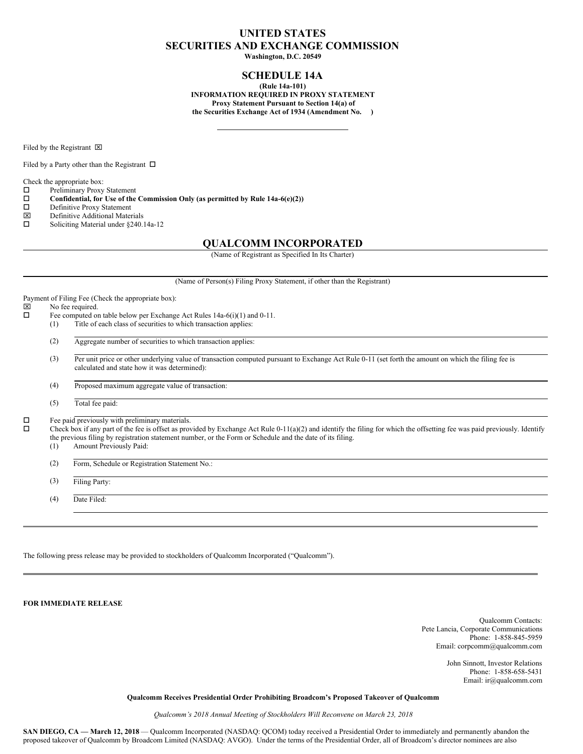# UNITED STATES
# SECURITIES AND EXCHANGE COMMISSION

**Washington, D.C. 20549**

## SCHEDULE 14A

**(Rule 14a-101)**
**INFORMATION REQUIRED IN PROXY STATEMENT**
**Proxy Statement Pursuant to Section 14(a) of**
**the Securities Exchange Act of 1934 (Amendment No. )**

Filed by the Registrant ☒

Filed by a Party other than the Registrant ☐

Check the appropriate box:

☐ Preliminary Proxy Statement
☐ **Confidential, for Use of the Commission Only (as permitted by Rule 14a-6(e)(2))**
☐ Definitive Proxy Statement
☒ Definitive Additional Materials
☐ Soliciting Material under §240.14a-12

## QUALCOMM INCORPORATED

(Name of Registrant as Specified In Its Charter)

(Name of Person(s) Filing Proxy Statement, if other than the Registrant)

Payment of Filing Fee (Check the appropriate box):

☒ No fee required.
☐ Fee computed on table below per Exchange Act Rules 14a-6(i)(1) and 0-11.

(1) Title of each class of securities to which transaction applies:

(2) Aggregate number of securities to which transaction applies:

(3) Per unit price or other underlying value of transaction computed pursuant to Exchange Act Rule 0-11 (set forth the amount on which the filing fee is calculated and state how it was determined):

(4) Proposed maximum aggregate value of transaction:

(5) Total fee paid:

☐ Fee paid previously with preliminary materials.
☐ Check box if any part of the fee is offset as provided by Exchange Act Rule 0-11(a)(2) and identify the filing for which the offsetting fee was paid previously. Identify the previous filing by registration statement number, or the Form or Schedule and the date of its filing.

(1) Amount Previously Paid:

(2) Form, Schedule or Registration Statement No.:

(3) Filing Party:

(4) Date Filed:

---

The following press release may be provided to stockholders of Qualcomm Incorporated ("Qualcomm").

---

**FOR IMMEDIATE RELEASE**

Qualcomm Contacts:
Pete Lancia, Corporate Communications
Phone: 1-858-845-5959
Email: corpcomm@qualcomm.com

John Sinnott, Investor Relations
Phone: 1-858-658-5431
Email: ir@qualcomm.com

**Qualcomm Receives Presidential Order Prohibiting Broadcom's Proposed Takeover of Qualcomm**

*Qualcomm's 2018 Annual Meeting of Stockholders Will Reconvene on March 23, 2018*

**SAN DIEGO, CA — March 12, 2018** — Qualcomm Incorporated (NASDAQ: QCOM) today received a Presidential Order to immediately and permanently abandon the proposed takeover of Qualcomm by Broadcom Limited (NASDAQ: AVGO). Under the terms of the Presidential Order, all of Broadcom's director nominees are also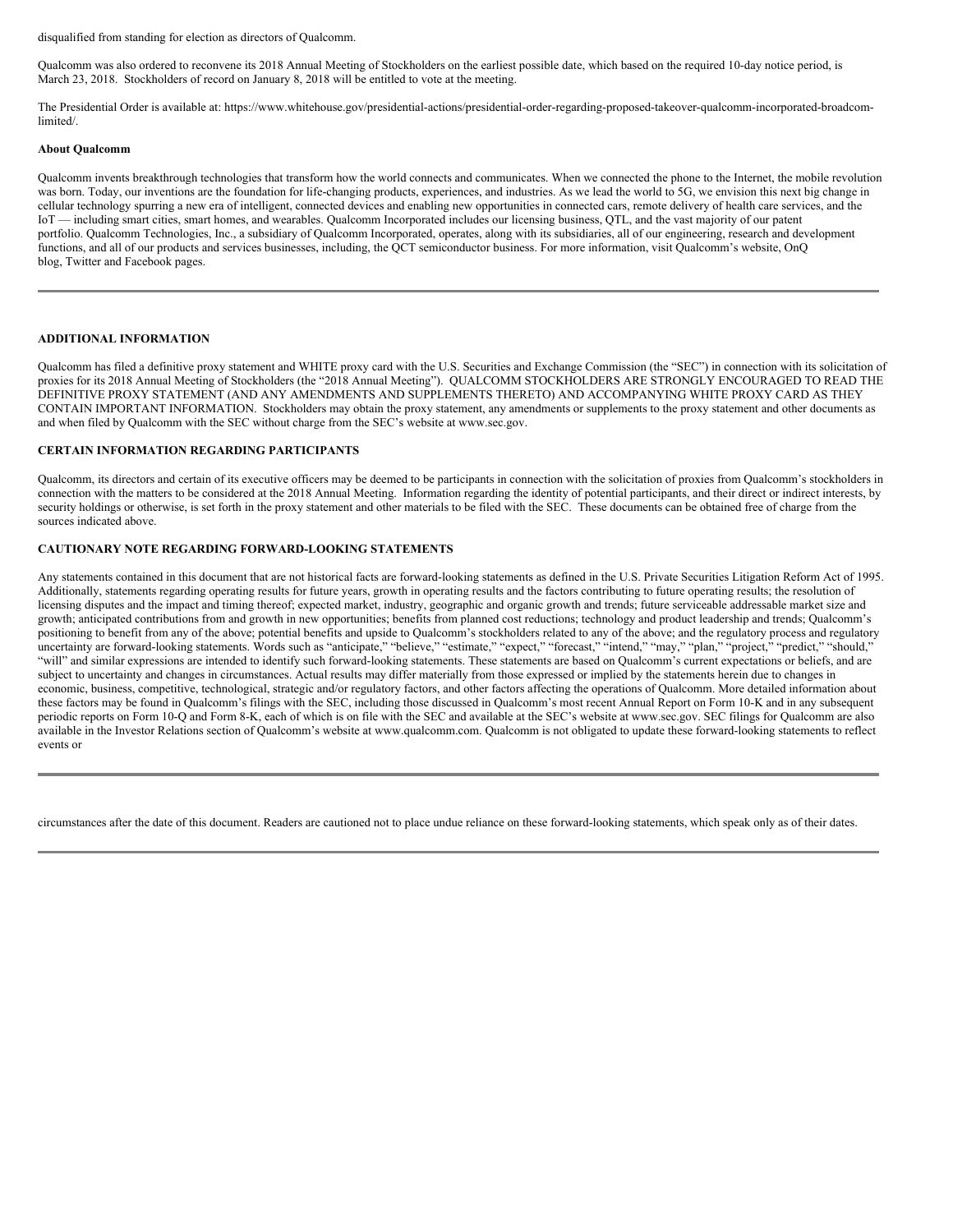disqualified from standing for election as directors of Qualcomm.

Qualcomm was also ordered to reconvene its 2018 Annual Meeting of Stockholders on the earliest possible date, which based on the required 10-day notice period, is March 23, 2018. Stockholders of record on January 8, 2018 will be entitled to vote at the meeting.

The Presidential Order is available at: https://www.whitehouse.gov/presidential-actions/presidential-order-regarding-proposed-takeover-qualcomm-incorporated-broadcom-limited/.

**About Qualcomm**

Qualcomm invents breakthrough technologies that transform how the world connects and communicates. When we connected the phone to the Internet, the mobile revolution was born. Today, our inventions are the foundation for life-changing products, experiences, and industries. As we lead the world to 5G, we envision this next big change in cellular technology spurring a new era of intelligent, connected devices and enabling new opportunities in connected cars, remote delivery of health care services, and the IoT — including smart cities, smart homes, and wearables. Qualcomm Incorporated includes our licensing business, QTL, and the vast majority of our patent portfolio. Qualcomm Technologies, Inc., a subsidiary of Qualcomm Incorporated, operates, along with its subsidiaries, all of our engineering, research and development functions, and all of our products and services businesses, including, the QCT semiconductor business. For more information, visit Qualcomm's website, OnQ blog, Twitter and Facebook pages.

---

**ADDITIONAL INFORMATION**

Qualcomm has filed a definitive proxy statement and WHITE proxy card with the U.S. Securities and Exchange Commission (the "SEC") in connection with its solicitation of proxies for its 2018 Annual Meeting of Stockholders (the "2018 Annual Meeting"). QUALCOMM STOCKHOLDERS ARE STRONGLY ENCOURAGED TO READ THE DEFINITIVE PROXY STATEMENT (AND ANY AMENDMENTS AND SUPPLEMENTS THERETO) AND ACCOMPANYING WHITE PROXY CARD AS THEY CONTAIN IMPORTANT INFORMATION. Stockholders may obtain the proxy statement, any amendments or supplements to the proxy statement and other documents as and when filed by Qualcomm with the SEC without charge from the SEC's website at www.sec.gov.

**CERTAIN INFORMATION REGARDING PARTICIPANTS**

Qualcomm, its directors and certain of its executive officers may be deemed to be participants in connection with the solicitation of proxies from Qualcomm's stockholders in connection with the matters to be considered at the 2018 Annual Meeting. Information regarding the identity of potential participants, and their direct or indirect interests, by security holdings or otherwise, is set forth in the proxy statement and other materials to be filed with the SEC. These documents can be obtained free of charge from the sources indicated above.

**CAUTIONARY NOTE REGARDING FORWARD-LOOKING STATEMENTS**

Any statements contained in this document that are not historical facts are forward-looking statements as defined in the U.S. Private Securities Litigation Reform Act of 1995. Additionally, statements regarding operating results for future years, growth in operating results and the factors contributing to future operating results; the resolution of licensing disputes and the impact and timing thereof; expected market, industry, geographic and organic growth and trends; future serviceable addressable market size and growth; anticipated contributions from and growth in new opportunities; benefits from planned cost reductions; technology and product leadership and trends; Qualcomm's positioning to benefit from any of the above; potential benefits and upside to Qualcomm's stockholders related to any of the above; and the regulatory process and regulatory uncertainty are forward-looking statements. Words such as "anticipate," "believe," "estimate," "expect," "forecast," "intend," "may," "plan," "project," "predict," "should," "will" and similar expressions are intended to identify such forward-looking statements. These statements are based on Qualcomm's current expectations or beliefs, and are subject to uncertainty and changes in circumstances. Actual results may differ materially from those expressed or implied by the statements herein due to changes in economic, business, competitive, technological, strategic and/or regulatory factors, and other factors affecting the operations of Qualcomm. More detailed information about these factors may be found in Qualcomm's filings with the SEC, including those discussed in Qualcomm's most recent Annual Report on Form 10-K and in any subsequent periodic reports on Form 10-Q and Form 8-K, each of which is on file with the SEC and available at the SEC's website at www.sec.gov. SEC filings for Qualcomm are also available in the Investor Relations section of Qualcomm's website at www.qualcomm.com. Qualcomm is not obligated to update these forward-looking statements to reflect events or circumstances after the date of this document. Readers are cautioned not to place undue reliance on these forward-looking statements, which speak only as of their dates.